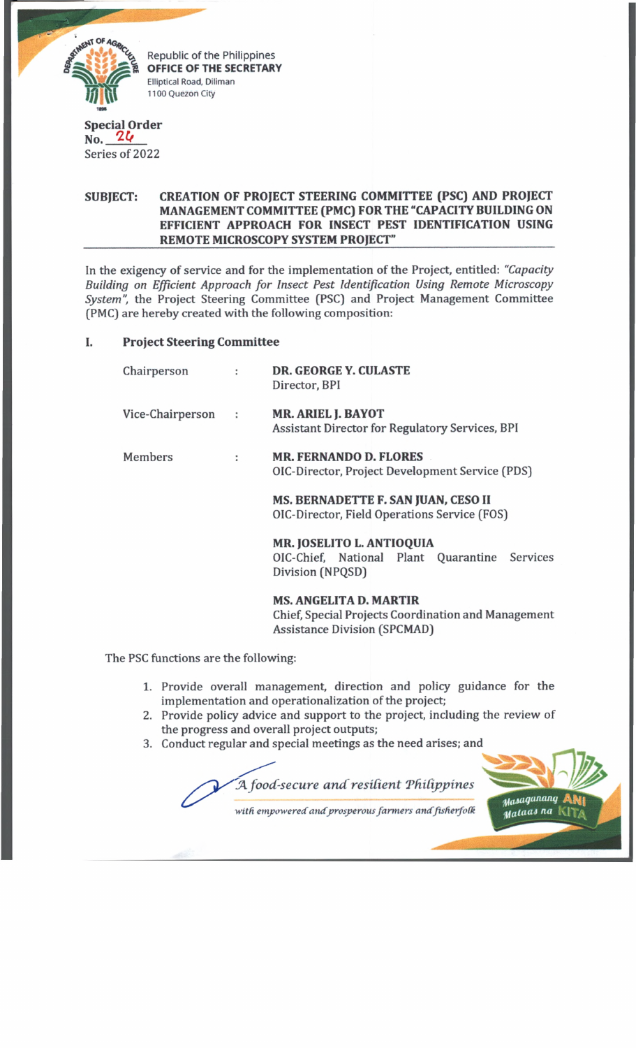Republic of the Philippines
**OFFICE OF THE SECRETARY**
Elliptical Road, Diliman
1100 Quezon City

**Special Order**
**No. 24**
Series of 2022

**SUBJECT: CREATION OF PROJECT STEERING COMMITTEE (PSC) AND PROJECT MANAGEMENT COMMITTEE (PMC) FOR THE "CAPACITY BUILDING ON EFFICIENT APPROACH FOR INSECT PEST IDENTIFICATION USING REMOTE MICROSCOPY SYSTEM PROJECT"**

In the exigency of service and for the implementation of the Project, entitled: *"Capacity Building on Efficient Approach for Insect Pest Identification Using Remote Microscopy System"*, the Project Steering Committee (PSC) and Project Management Committee (PMC) are hereby created with the following composition:

## I. Project Steering Committee

| | | |
|---|---|---|
| Chairperson | : | **DR. GEORGE Y. CULASTE**<br>Director, BPI |
| Vice-Chairperson | : | **MR. ARIEL J. BAYOT**<br>Assistant Director for Regulatory Services, BPI |
| Members | : | **MR. FERNANDO D. FLORES**<br>OIC-Director, Project Development Service (PDS) |
| | | **MS. BERNADETTE F. SAN JUAN, CESO II**<br>OIC-Director, Field Operations Service (FOS) |
| | | **MR. JOSELITO L. ANTIOQUIA**<br>OIC-Chief, National Plant Quarantine Services Division (NPQSD) |
| | | **MS. ANGELITA D. MARTIR**<br>Chief, Special Projects Coordination and Management Assistance Division (SPCMAD) |

The PSC functions are the following:

1. Provide overall management, direction and policy guidance for the implementation and operationalization of the project;
2. Provide policy advice and support to the project, including the review of the progress and overall project outputs;
3. Conduct regular and special meetings as the need arises; and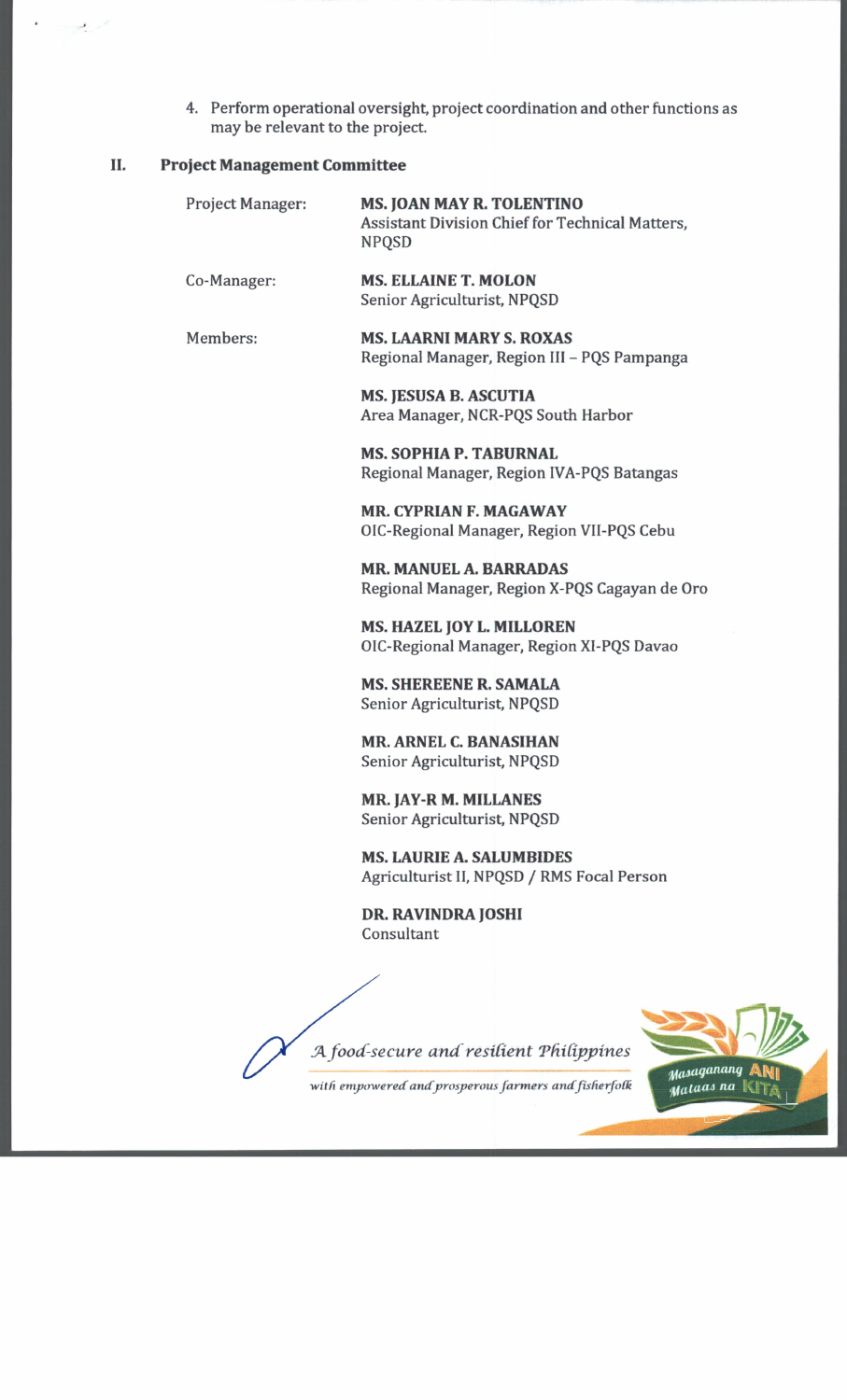4. Perform operational oversight, project coordination and other functions as may be relevant to the project.

## II. Project Management Committee

| | |
|---|---|
| Project Manager: | **MS. JOAN MAY R. TOLENTINO**<br>Assistant Division Chief for Technical Matters, NPQSD |
| Co-Manager: | **MS. ELLAINE T. MOLON**<br>Senior Agriculturist, NPQSD |
| Members: | **MS. LAARNI MARY S. ROXAS**<br>Regional Manager, Region III – PQS Pampanga |
| | **MS. JESUSA B. ASCUTIA**<br>Area Manager, NCR-PQS South Harbor |
| | **MS. SOPHIA P. TABURNAL**<br>Regional Manager, Region IVA-PQS Batangas |
| | **MR. CYPRIAN F. MAGAWAY**<br>OIC-Regional Manager, Region VII-PQS Cebu |
| | **MR. MANUEL A. BARRADAS**<br>Regional Manager, Region X-PQS Cagayan de Oro |
| | **MS. HAZEL JOY L. MILLOREN**<br>OIC-Regional Manager, Region XI-PQS Davao |
| | **MS. SHEREENE R. SAMALA**<br>Senior Agriculturist, NPQSD |
| | **MR. ARNEL C. BANASIHAN**<br>Senior Agriculturist, NPQSD |
| | **MR. JAY-R M. MILLANES**<br>Senior Agriculturist, NPQSD |
| | **MS. LAURIE A. SALUMBIDES**<br>Agriculturist II, NPQSD / RMS Focal Person |
| | **DR. RAVINDRA JOSHI**<br>Consultant |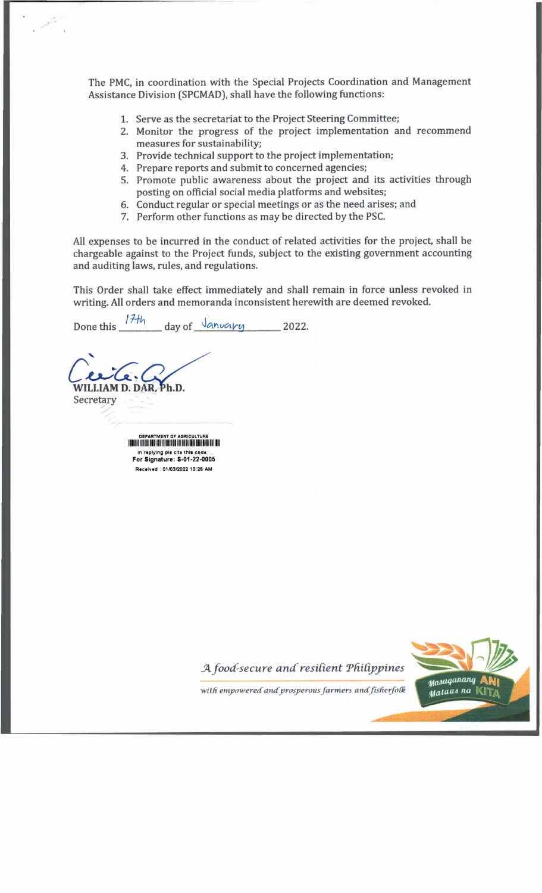The PMC, in coordination with the Special Projects Coordination and Management Assistance Division (SPCMAD), shall have the following functions:

1. Serve as the secretariat to the Project Steering Committee;
2. Monitor the progress of the project implementation and recommend measures for sustainability;
3. Provide technical support to the project implementation;
4. Prepare reports and submit to concerned agencies;
5. Promote public awareness about the project and its activities through posting on official social media platforms and websites;
6. Conduct regular or special meetings or as the need arises; and
7. Perform other functions as may be directed by the PSC.

All expenses to be incurred in the conduct of related activities for the project, shall be chargeable against to the Project funds, subject to the existing government accounting and auditing laws, rules, and regulations.

This Order shall take effect immediately and shall remain in force unless revoked in writing. All orders and memoranda inconsistent herewith are deemed revoked.

Done this 17th day of January 2022.

**WILLIAM D. DAR, Ph.D.**
Secretary

DEPARTMENT OF AGRICULTURE
In replying pls cite this code :
**For Signature: S-01-22-0005**
Received : 01/03/2022 10:25 AM

*A food-secure and resilient Philippines*
*with empowered and prosperous farmers and fisherfolk*

Masaganang ANI Mataas na KITA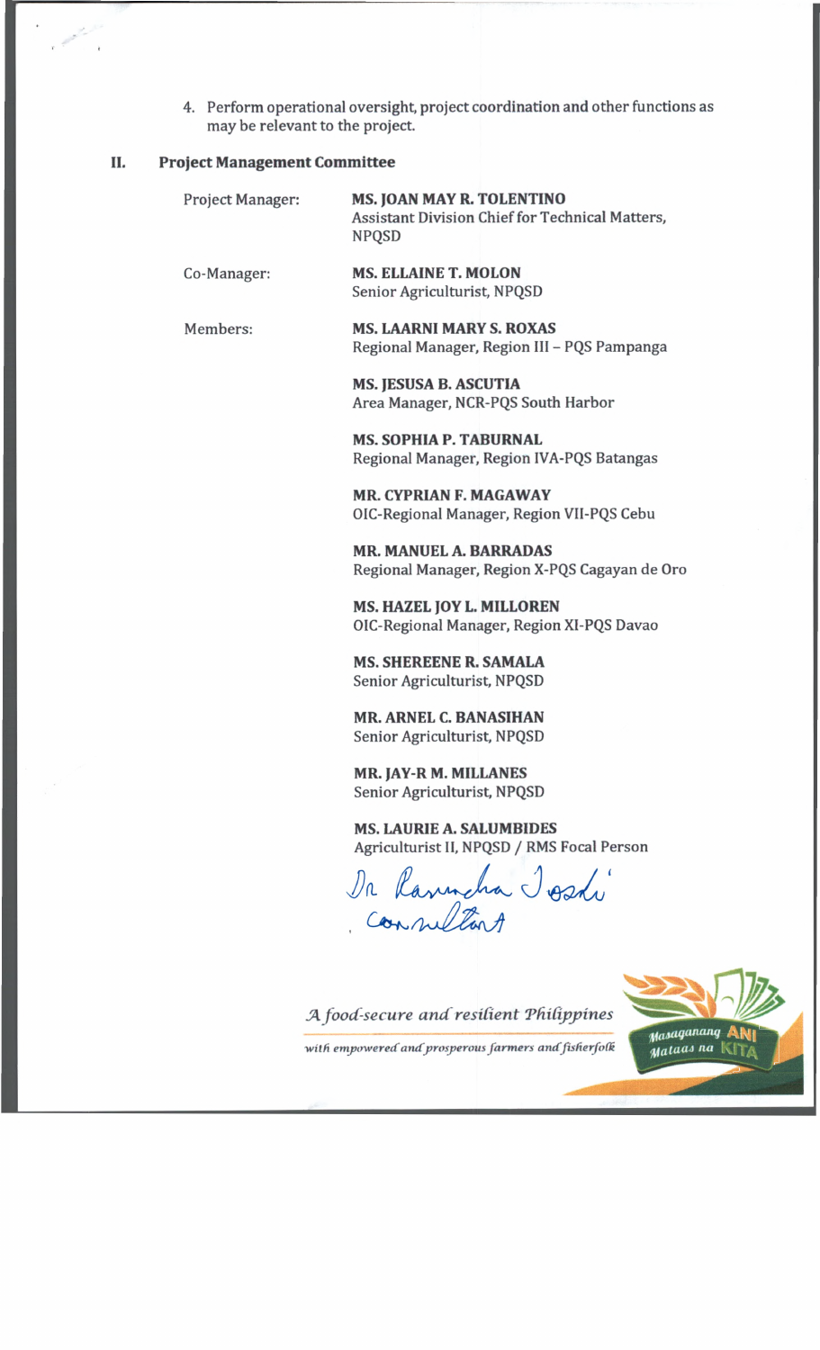4. Perform operational oversight, project coordination and other functions as may be relevant to the project.

## II. Project Management Committee

| | |
|---|---|
| Project Manager: | **MS. JOAN MAY R. TOLENTINO**<br>Assistant Division Chief for Technical Matters, NPQSD |
| Co-Manager: | **MS. ELLAINE T. MOLON**<br>Senior Agriculturist, NPQSD |
| Members: | **MS. LAARNI MARY S. ROXAS**<br>Regional Manager, Region III – PQS Pampanga |
| | **MS. JESUSA B. ASCUTIA**<br>Area Manager, NCR-PQS South Harbor |
| | **MS. SOPHIA P. TABURNAL**<br>Regional Manager, Region IVA-PQS Batangas |
| | **MR. CYPRIAN F. MAGAWAY**<br>OIC-Regional Manager, Region VII-PQS Cebu |
| | **MR. MANUEL A. BARRADAS**<br>Regional Manager, Region X-PQS Cagayan de Oro |
| | **MS. HAZEL JOY L. MILLOREN**<br>OIC-Regional Manager, Region XI-PQS Davao |
| | **MS. SHEREENE R. SAMALA**<br>Senior Agriculturist, NPQSD |
| | **MR. ARNEL C. BANASIHAN**<br>Senior Agriculturist, NPQSD |
| | **MR. JAY-R M. MILLANES**<br>Senior Agriculturist, NPQSD |
| | **MS. LAURIE A. SALUMBIDES**<br>Agriculturist II, NPQSD / RMS Focal Person |
| | Dr Ramncha Joshi<br>Consultant |

*A food-secure and resilient Philippines*

*with empowered and prosperous farmers and fisherfolk*

Masaganang ANI Mataas na KITA